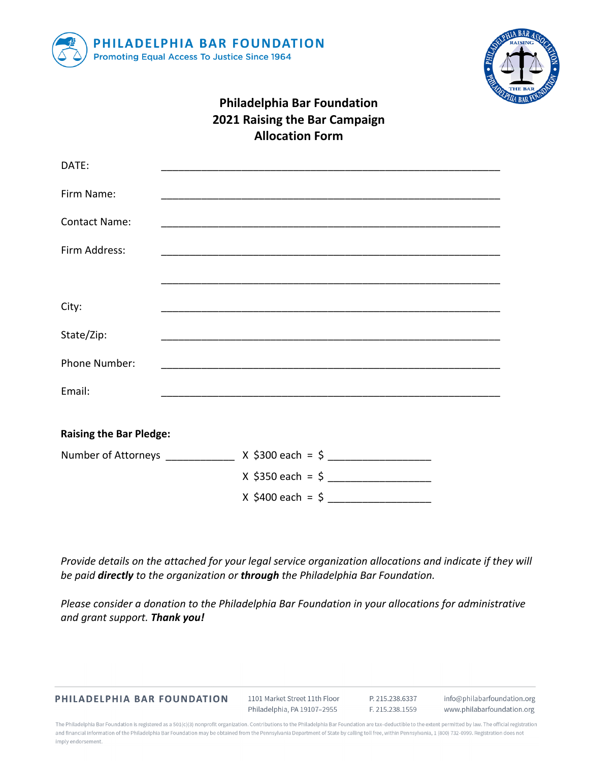**PHILADELPHIA BAR FOUNDATION**
Promoting Equal Access To Justice Since 1964

# Philadelphia Bar Foundation
## 2021 Raising the Bar Campaign
## Allocation Form

DATE: ____________________________________________

Firm Name: ____________________________________________

Contact Name: ____________________________________________

Firm Address: ____________________________________________

____________________________________________

City: ____________________________________________

State/Zip: ____________________________________________

Phone Number: ____________________________________________

Email: ____________________________________________

**Raising the Bar Pledge:**

Number of Attorneys ___________ X $300 each = $ ________________

X $350 each = $ ________________

X $400 each = $ ________________

*Provide details on the attached for your legal service organization allocations and indicate if they will be paid **directly** to the organization or **through** the Philadelphia Bar Foundation.*

*Please consider a donation to the Philadelphia Bar Foundation in your allocations for administrative and grant support.* ***Thank you!***

PHILADELPHIA BAR FOUNDATION
1101 Market Street 11th Floor
Philadelphia, PA 19107–2955
P. 215.238.6337
F. 215.238.1559
info@philabarfoundation.org
www.philabarfoundation.org

The Philadelphia Bar Foundation is registered as a 501(c)(3) nonprofit organization. Contributions to the Philadelphia Bar Foundation are tax-deductible to the extent permitted by law. The official registration and financial information of the Philadelphia Bar Foundation may be obtained from the Pennsylvania Department of State by calling toll free, within Pennsylvania, 1 (800) 732-0999. Registration does not imply endorsement.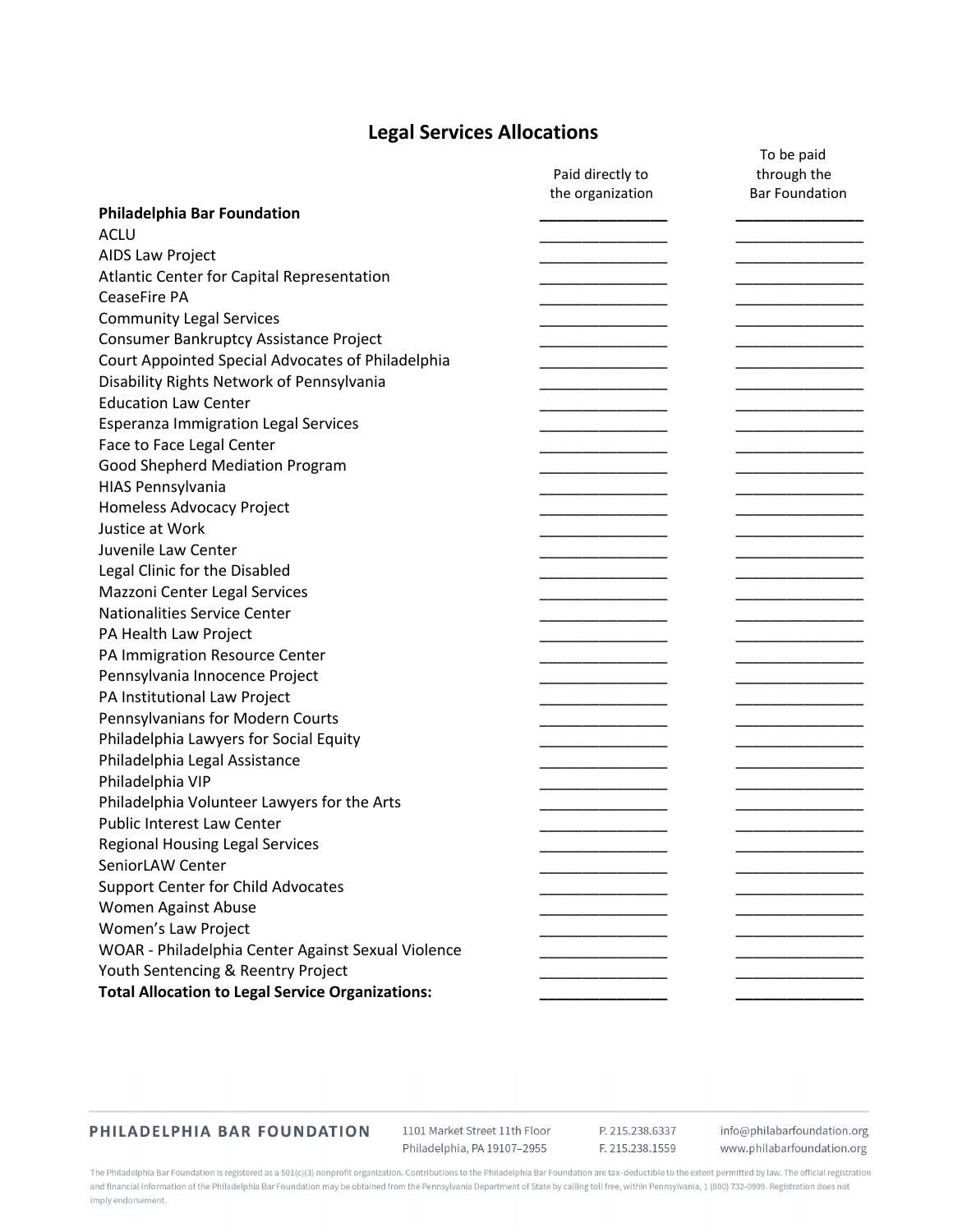## Legal Services Allocations

| | Paid directly to the organization | To be paid through the Bar Foundation |
|---|---|---|
| **Philadelphia Bar Foundation** | ______________ | ______________ |
| ACLU | ______________ | ______________ |
| AIDS Law Project | ______________ | ______________ |
| Atlantic Center for Capital Representation | ______________ | ______________ |
| CeaseFire PA | ______________ | ______________ |
| Community Legal Services | ______________ | ______________ |
| Consumer Bankruptcy Assistance Project | ______________ | ______________ |
| Court Appointed Special Advocates of Philadelphia | ______________ | ______________ |
| Disability Rights Network of Pennsylvania | ______________ | ______________ |
| Education Law Center | ______________ | ______________ |
| Esperanza Immigration Legal Services | ______________ | ______________ |
| Face to Face Legal Center | ______________ | ______________ |
| Good Shepherd Mediation Program | ______________ | ______________ |
| HIAS Pennsylvania | ______________ | ______________ |
| Homeless Advocacy Project | ______________ | ______________ |
| Justice at Work | ______________ | ______________ |
| Juvenile Law Center | ______________ | ______________ |
| Legal Clinic for the Disabled | ______________ | ______________ |
| Mazzoni Center Legal Services | ______________ | ______________ |
| Nationalities Service Center | ______________ | ______________ |
| PA Health Law Project | ______________ | ______________ |
| PA Immigration Resource Center | ______________ | ______________ |
| Pennsylvania Innocence Project | ______________ | ______________ |
| PA Institutional Law Project | ______________ | ______________ |
| Pennsylvanians for Modern Courts | ______________ | ______________ |
| Philadelphia Lawyers for Social Equity | ______________ | ______________ |
| Philadelphia Legal Assistance | ______________ | ______________ |
| Philadelphia VIP | ______________ | ______________ |
| Philadelphia Volunteer Lawyers for the Arts | ______________ | ______________ |
| Public Interest Law Center | ______________ | ______________ |
| Regional Housing Legal Services | ______________ | ______________ |
| SeniorLAW Center | ______________ | ______________ |
| Support Center for Child Advocates | ______________ | ______________ |
| Women Against Abuse | ______________ | ______________ |
| Women's Law Project | ______________ | ______________ |
| WOAR - Philadelphia Center Against Sexual Violence | ______________ | ______________ |
| Youth Sentencing & Reentry Project | ______________ | ______________ |
| **Total Allocation to Legal Service Organizations:** | ______________ | ______________ |

**PHILADELPHIA BAR FOUNDATION**

1101 Market Street 11th Floor
Philadelphia, PA 19107–2955

P. 215.238.6337
F. 215.238.1559

info@philabarfoundation.org
www.philabarfoundation.org

The Philadelphia Bar Foundation is registered as a 501(c)(3) nonprofit organization. Contributions to the Philadelphia Bar Foundation are tax-deductible to the extent permitted by law. The official registration and financial information of the Philadelphia Bar Foundation may be obtained from the Pennsylvania Department of State by calling toll free, within Pennsylvania, 1 (800) 732-0999. Registration does not imply endorsement.